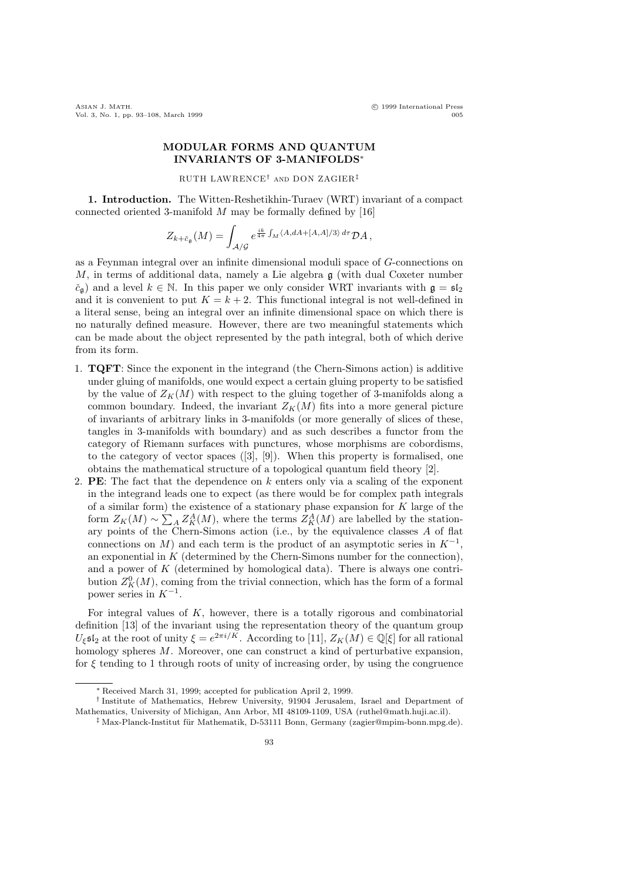# MODULAR FORMS AND QUANTUM INVARIANTS OF 3-MANIFOLDS*

RUTH LAWRENCE† AND DON ZAGIER‡

**1. Introduction.** The Witten-Reshetikhin-Turaev (WRT) invariant of a compact connected oriented 3-manifold $M$ may be formally defined by [16]

$$Z_{k+\check{c}_{\mathfrak{g}}}(M) = \int_{\mathcal{A}/\mathcal{G}} e^{\frac{ik}{4\pi}\int_M \langle A, dA+[A,A]/3\rangle\, d\tau} \mathcal{D}A\,,$$

as a Feynman integral over an infinite dimensional moduli space of $G$-connections on $M$, in terms of additional data, namely a Lie algebra $\mathfrak{g}$ (with dual Coxeter number $\check{c}_{\mathfrak{g}}$) and a level $k \in \mathbb{N}$. In this paper we only consider WRT invariants with $\mathfrak{g} = \mathfrak{sl}_2$ and it is convenient to put $K = k + 2$. This functional integral is not well-defined in a literal sense, being an integral over an infinite dimensional space on which there is no naturally defined measure. However, there are two meaningful statements which can be made about the object represented by the path integral, both of which derive from its form.

1. **TQFT**: Since the exponent in the integrand (the Chern-Simons action) is additive under gluing of manifolds, one would expect a certain gluing property to be satisfied by the value of $Z_K(M)$ with respect to the gluing together of 3-manifolds along a common boundary. Indeed, the invariant $Z_K(M)$ fits into a more general picture of invariants of arbitrary links in 3-manifolds (or more generally of slices of these, tangles in 3-manifolds with boundary) and as such describes a functor from the category of Riemann surfaces with punctures, whose morphisms are cobordisms, to the category of vector spaces ([3], [9]). When this property is formalised, one obtains the mathematical structure of a topological quantum field theory [2].
2. **PE**: The fact that the dependence on $k$ enters only via a scaling of the exponent in the integrand leads one to expect (as there would be for complex path integrals of a similar form) the existence of a stationary phase expansion for $K$ large of the form $Z_K(M) \sim \sum_A Z_K^A(M)$, where the terms $Z_K^A(M)$ are labelled by the stationary points of the Chern-Simons action (i.e., by the equivalence classes $A$ of flat connections on $M$) and each term is the product of an asymptotic series in $K^{-1}$, an exponential in $K$ (determined by the Chern-Simons number for the connection), and a power of $K$ (determined by homological data). There is always one contribution $Z_K^0(M)$, coming from the trivial connection, which has the form of a formal power series in $K^{-1}$.

For integral values of $K$, however, there is a totally rigorous and combinatorial definition [13] of the invariant using the representation theory of the quantum group $U_\xi\mathfrak{sl}_2$ at the root of unity $\xi = e^{2\pi i/K}$. According to [11], $Z_K(M) \in \mathbb{Q}[\xi]$ for all rational homology spheres $M$. Moreover, one can construct a kind of perturbative expansion, for $\xi$ tending to 1 through roots of unity of increasing order, by using the congruence

---

* Received March 31, 1999; accepted for publication April 2, 1999.

† Institute of Mathematics, Hebrew University, 91904 Jerusalem, Israel and Department of Mathematics, University of Michigan, Ann Arbor, MI 48109-1109, USA (ruthel@math.huji.ac.il).

‡ Max-Planck-Institut für Mathematik, D-53111 Bonn, Germany (zagier@mpim-bonn.mpg.de).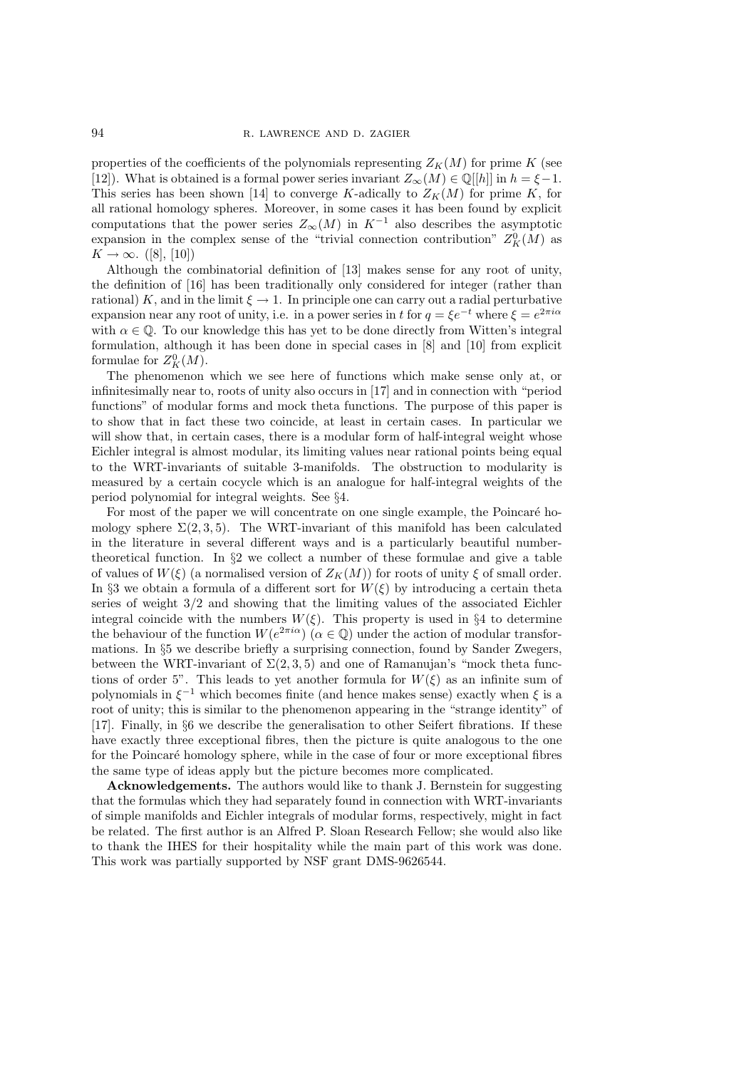properties of the coefficients of the polynomials representing $Z_K(M)$ for prime $K$ (see [12]). What is obtained is a formal power series invariant $Z_\infty(M) \in \mathbb{Q}[[h]]$ in $h = \xi - 1$. This series has been shown [14] to converge $K$-adically to $Z_K(M)$ for prime $K$, for all rational homology spheres. Moreover, in some cases it has been found by explicit computations that the power series $Z_\infty(M)$ in $K^{-1}$ also describes the asymptotic expansion in the complex sense of the "trivial connection contribution" $Z_K^0(M)$ as $K \to \infty$. ([8], [10])

Although the combinatorial definition of [13] makes sense for any root of unity, the definition of [16] has been traditionally only considered for integer (rather than rational) $K$, and in the limit $\xi \to 1$. In principle one can carry out a radial perturbative expansion near any root of unity, i.e. in a power series in $t$ for $q = \xi e^{-t}$ where $\xi = e^{2\pi i \alpha}$ with $\alpha \in \mathbb{Q}$. To our knowledge this has yet to be done directly from Witten's integral formulation, although it has been done in special cases in [8] and [10] from explicit formulae for $Z_K^0(M)$.

The phenomenon which we see here of functions which make sense only at, or infinitesimally near to, roots of unity also occurs in [17] and in connection with "period functions" of modular forms and mock theta functions. The purpose of this paper is to show that in fact these two coincide, at least in certain cases. In particular we will show that, in certain cases, there is a modular form of half-integral weight whose Eichler integral is almost modular, its limiting values near rational points being equal to the WRT-invariants of suitable 3-manifolds. The obstruction to modularity is measured by a certain cocycle which is an analogue for half-integral weights of the period polynomial for integral weights. See §4.

For most of the paper we will concentrate on one single example, the Poincaré homology sphere $\Sigma(2,3,5)$. The WRT-invariant of this manifold has been calculated in the literature in several different ways and is a particularly beautiful number-theoretical function. In §2 we collect a number of these formulae and give a table of values of $W(\xi)$ (a normalised version of $Z_K(M)$) for roots of unity $\xi$ of small order. In §3 we obtain a formula of a different sort for $W(\xi)$ by introducing a certain theta series of weight $3/2$ and showing that the limiting values of the associated Eichler integral coincide with the numbers $W(\xi)$. This property is used in §4 to determine the behaviour of the function $W(e^{2\pi i \alpha})$ ($\alpha \in \mathbb{Q}$) under the action of modular transformations. In §5 we describe briefly a surprising connection, found by Sander Zwegers, between the WRT-invariant of $\Sigma(2,3,5)$ and one of Ramanujan's "mock theta functions of order 5". This leads to yet another formula for $W(\xi)$ as an infinite sum of polynomials in $\xi^{-1}$ which becomes finite (and hence makes sense) exactly when $\xi$ is a root of unity; this is similar to the phenomenon appearing in the "strange identity" of [17]. Finally, in §6 we describe the generalisation to other Seifert fibrations. If these have exactly three exceptional fibres, then the picture is quite analogous to the one for the Poincaré homology sphere, while in the case of four or more exceptional fibres the same type of ideas apply but the picture becomes more complicated.

**Acknowledgements.** The authors would like to thank J. Bernstein for suggesting that the formulas which they had separately found in connection with WRT-invariants of simple manifolds and Eichler integrals of modular forms, respectively, might in fact be related. The first author is an Alfred P. Sloan Research Fellow; she would also like to thank the IHES for their hospitality while the main part of this work was done. This work was partially supported by NSF grant DMS-9626544.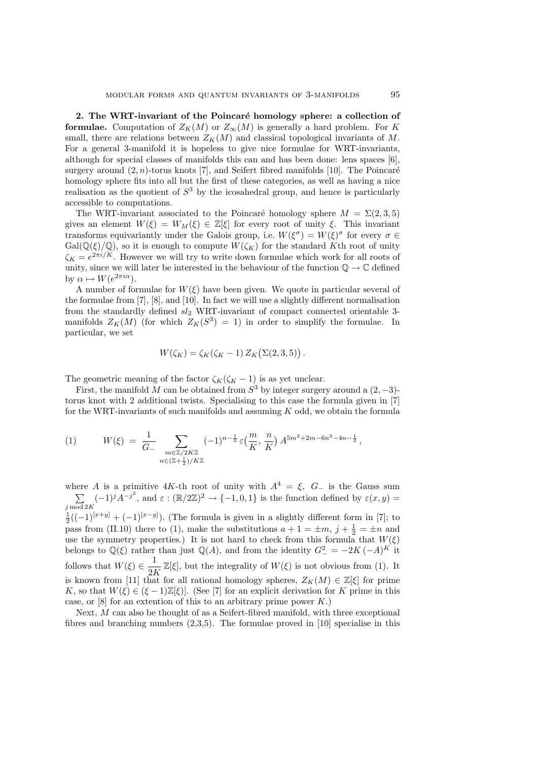**2. The WRT-invariant of the Poincaré homology sphere: a collection of formulae.** Computation of $Z_K(M)$ or $Z_\infty(M)$ is generally a hard problem. For $K$ small, there are relations between $Z_K(M)$ and classical topological invariants of $M$. For a general 3-manifold it is hopeless to give nice formulae for WRT-invariants, although for special classes of manifolds this can and has been done: lens spaces [6], surgery around $(2,n)$-torus knots [7], and Seifert fibred manifolds [10]. The Poincaré homology sphere fits into all but the first of these categories, as well as having a nice realisation as the quotient of $S^3$ by the icosahedral group, and hence is particularly accessible to computations.

The WRT-invariant associated to the Poincaré homology sphere $M = \Sigma(2,3,5)$ gives an element $W(\xi) = W_M(\xi) \in \mathbb{Z}[\xi]$ for every root of unity $\xi$. This invariant transforms equivariantly under the Galois group, i.e. $W(\xi^\sigma) = W(\xi)^\sigma$ for every $\sigma \in \mathrm{Gal}(\mathbb{Q}(\xi)/\mathbb{Q})$, so it is enough to compute $W(\zeta_K)$ for the standard $K$th root of unity $\zeta_K = e^{2\pi i/K}$. However we will try to write down formulae which work for all roots of unity, since we will later be interested in the behaviour of the function $\mathbb{Q} \to \mathbb{C}$ defined by $\alpha \mapsto W(e^{2\pi i \alpha})$.

A number of formulae for $W(\xi)$ have been given. We quote in particular several of the formulae from [7], [8], and [10]. In fact we will use a slightly different normalisation from the standardly defined $sl_2$ WRT-invariant of compact connected orientable 3-manifolds $Z_K(M)$ (for which $Z_K(S^3) = 1$) in order to simplify the formulae. In particular, we set

$$W(\zeta_K) = \zeta_K(\zeta_K - 1)\, Z_K\big(\Sigma(2,3,5)\big)\,.$$

The geometric meaning of the factor $\zeta_K(\zeta_K - 1)$ is as yet unclear.

First, the manifold $M$ can be obtained from $S^3$ by integer surgery around a $(2,-3)$-torus knot with 2 additional twists. Specialising to this case the formula given in [7] for the WRT-invariants of such manifolds and assuming $K$ odd, we obtain the formula

$$W(\xi) \;=\; \frac{1}{G_-} \sum_{\substack{m \in \mathbb{Z}/2K\mathbb{Z} \\ n \in (\mathbb{Z}+\frac{1}{2})/K\mathbb{Z}}} (-1)^{n-\frac{1}{2}}\, \varepsilon\big(\frac{m}{K}, \frac{n}{K}\big)\, A^{5m^2+2m-6n^2-4n-\frac{1}{2}}\,, \tag{1}$$

where $A$ is a primitive $4K$-th root of unity with $A^4 = \xi$, $G_-$ is the Gauss sum $\sum_{j \bmod 2K} (-1)^j A^{-j^2}$, and $\varepsilon : (\mathbb{R}/2\mathbb{Z})^2 \to \{-1,0,1\}$ is the function defined by $\varepsilon(x,y) = \frac{1}{2}((-1)^{[x+y]} + (-1)^{[x-y]})$. (The formula is given in a slightly different form in [7]; to pass from (II.10) there to (1), make the substitutions $a+1 = \pm m$, $j + \frac{1}{2} = \pm n$ and use the symmetry properties.) It is not hard to check from this formula that $W(\xi)$ belongs to $\mathbb{Q}(\xi)$ rather than just $\mathbb{Q}(A)$, and from the identity $G_-^2 = -2K\,(-A)^K$ it follows that $W(\xi) \in \dfrac{1}{2K}\,\mathbb{Z}[\xi]$, but the integrality of $W(\xi)$ is not obvious from (1). It is known from [11] that for all rational homology spheres, $Z_K(M) \in \mathbb{Z}[\xi]$ for prime $K$, so that $W(\xi) \in (\xi - 1)\mathbb{Z}[\xi]$]. (See [7] for an explicit derivation for $K$ prime in this case, or [8] for an extention of this to an arbitrary prime power $K$.)

Next, $M$ can also be thought of as a Seifert-fibred manifold, with three exceptional fibres and branching numbers (2,3,5). The formulae proved in [10] specialise in this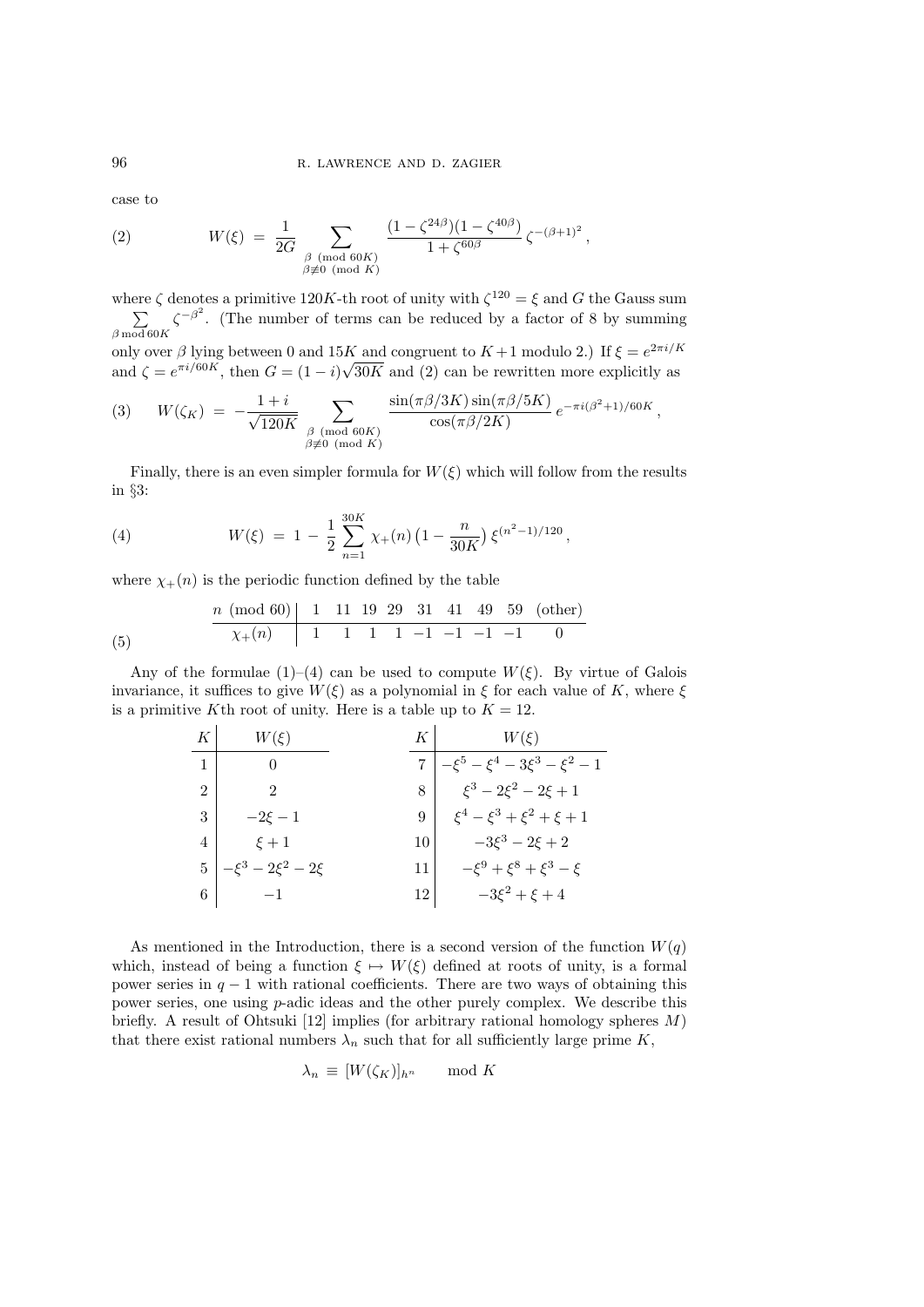case to

$$
(2) \qquad W(\xi) \;=\; \frac{1}{2G} \sum_{\substack{\beta \pmod{60K} \\ \beta \not\equiv 0 \pmod{K}}} \frac{(1-\zeta^{24\beta})(1-\zeta^{40\beta})}{1+\zeta^{60\beta}}\, \zeta^{-(\beta+1)^2},
$$

where $\zeta$ denotes a primitive $120K$-th root of unity with $\zeta^{120} = \xi$ and $G$ the Gauss sum $\sum_{\beta \bmod 60K} \zeta^{-\beta^2}$. (The number of terms can be reduced by a factor of 8 by summing only over $\beta$ lying between 0 and $15K$ and congruent to $K+1$ modulo 2.) If $\xi = e^{2\pi i/K}$ and $\zeta = e^{\pi i/60K}$, then $G = (1-i)\sqrt{30K}$ and (2) can be rewritten more explicitly as

$$
(3) \qquad W(\zeta_K) \;=\; -\frac{1+i}{\sqrt{120K}} \sum_{\substack{\beta \pmod{60K} \\ \beta \not\equiv 0 \pmod{K}}} \frac{\sin(\pi\beta/3K)\sin(\pi\beta/5K)}{\cos(\pi\beta/2K)}\, e^{-\pi i(\beta^2+1)/60K},
$$

Finally, there is an even simpler formula for $W(\xi)$ which will follow from the results in §3:

$$
(4) \qquad W(\xi) \;=\; 1 \,-\, \frac{1}{2} \sum_{n=1}^{30K} \chi_+(n)\bigl(1 - \frac{n}{30K}\bigr)\, \xi^{(n^2-1)/120},
$$

where $\chi_+(n)$ is the periodic function defined by the table

(5)

| $n \pmod{60}$ | 1 | 11 | 19 | 29 | 31 | 41 | 49 | 59 | (other) |
|---|---|---|---|---|---|---|---|---|---|
| $\chi_+(n)$ | 1 | 1 | 1 | 1 | $-1$ | $-1$ | $-1$ | $-1$ | 0 |

Any of the formulae (1)–(4) can be used to compute $W(\xi)$. By virtue of Galois invariance, it suffices to give $W(\xi)$ as a polynomial in $\xi$ for each value of $K$, where $\xi$ is a primitive $K$th root of unity. Here is a table up to $K = 12$.

| $K$ | $W(\xi)$ | $K$ | $W(\xi)$ |
|---|---|---|---|
| 1 | $0$ | 7 | $-\xi^5 - \xi^4 - 3\xi^3 - \xi^2 - 1$ |
| 2 | $2$ | 8 | $\xi^3 - 2\xi^2 - 2\xi + 1$ |
| 3 | $-2\xi - 1$ | 9 | $\xi^4 - \xi^3 + \xi^2 + \xi + 1$ |
| 4 | $\xi + 1$ | 10 | $-3\xi^3 - 2\xi + 2$ |
| 5 | $-\xi^3 - 2\xi^2 - 2\xi$ | 11 | $-\xi^9 + \xi^8 + \xi^3 - \xi$ |
| 6 | $-1$ | 12 | $-3\xi^2 + \xi + 4$ |

As mentioned in the Introduction, there is a second version of the function $W(q)$ which, instead of being a function $\xi \mapsto W(\xi)$ defined at roots of unity, is a formal power series in $q-1$ with rational coefficients. There are two ways of obtaining this power series, one using $p$-adic ideas and the other purely complex. We describe this briefly. A result of Ohtsuki [12] implies (for arbitrary rational homology spheres $M$) that there exist rational numbers $\lambda_n$ such that for all sufficiently large prime $K$,

$$
\lambda_n \;\equiv\; [W(\zeta_K)]_{h^n} \qquad \bmod K
$$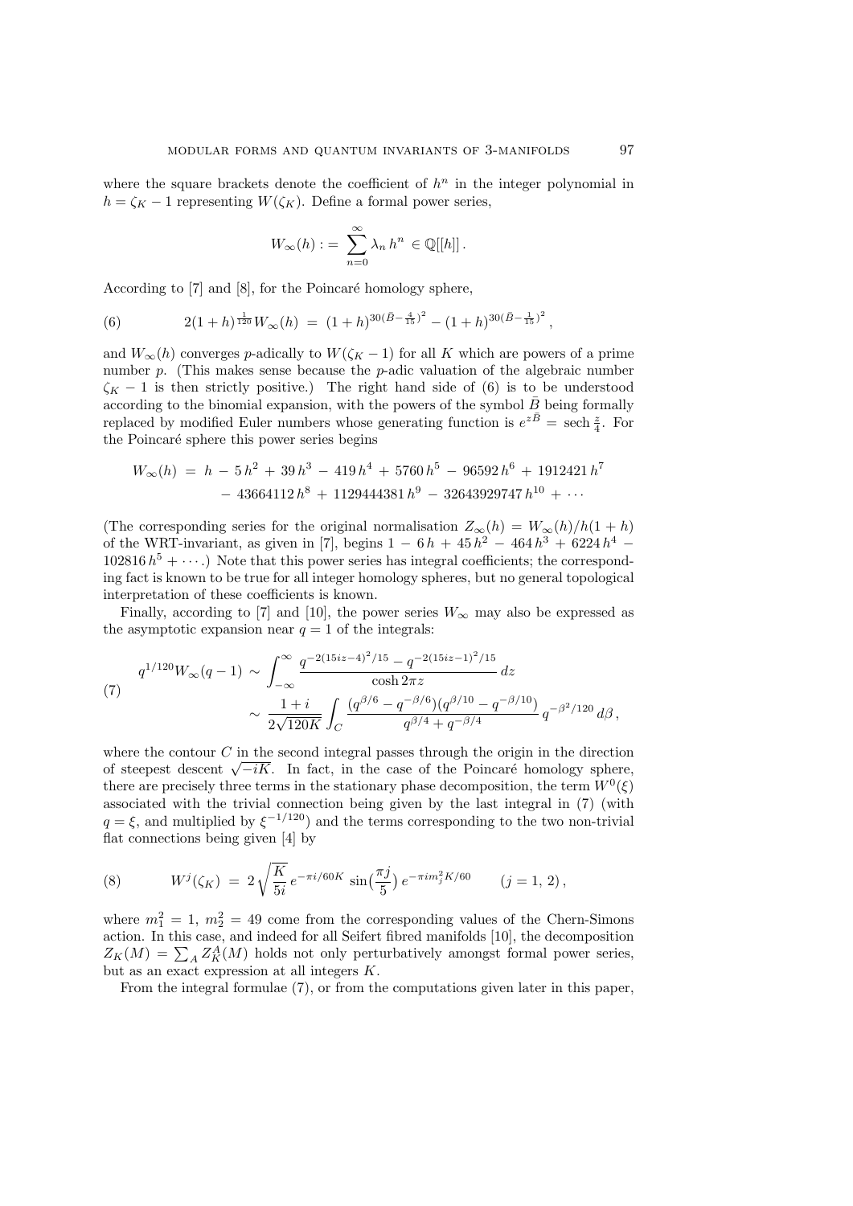where the square brackets denote the coefficient of $h^n$ in the integer polynomial in $h = \zeta_K - 1$ representing $W(\zeta_K)$. Define a formal power series,

$$W_\infty(h) := \sum_{n=0}^{\infty} \lambda_n h^n \in \mathbb{Q}[[h]]\,.$$

According to [7] and [8], for the Poincaré homology sphere,

$$2(1+h)^{\frac{1}{120}} W_\infty(h) \;=\; (1+h)^{30(\bar{B}-\frac{4}{15})^2} - (1+h)^{30(\bar{B}-\frac{1}{15})^2}\,, \tag{6}$$

and $W_\infty(h)$ converges $p$-adically to $W(\zeta_K - 1)$ for all $K$ which are powers of a prime number $p$. (This makes sense because the $p$-adic valuation of the algebraic number $\zeta_K - 1$ is then strictly positive.) The right hand side of (6) is to be understood according to the binomial expansion, with the powers of the symbol $\bar{B}$ being formally replaced by modified Euler numbers whose generating function is $e^{z\bar{B}} = \operatorname{sech} \frac{z}{4}$. For the Poincaré sphere this power series begins

$$\begin{aligned} W_\infty(h) \;=\; & h \,-\, 5\,h^2 \,+\, 39\,h^3 \,-\, 419\,h^4 \,+\, 5760\,h^5 \,-\, 96592\,h^6 \,+\, 1912421\,h^7 \\ & -\, 43664112\,h^8 \,+\, 1129444381\,h^9 \,-\, 32643929747\,h^{10} \,+\, \cdots \end{aligned}$$

(The corresponding series for the original normalisation $Z_\infty(h) = W_\infty(h)/h(1+h)$ of the WRT-invariant, as given in [7], begins $1 - 6\,h + 45\,h^2 - 464\,h^3 + 6224\,h^4 - 102816\,h^5 + \cdots$.) Note that this power series has integral coefficients; the corresponding fact is known to be true for all integer homology spheres, but no general topological interpretation of these coefficients is known.

Finally, according to [7] and [10], the power series $W_\infty$ may also be expressed as the asymptotic expansion near $q = 1$ of the integrals:

$$\begin{aligned} q^{1/120} W_\infty(q-1) \;\sim\; & \int_{-\infty}^{\infty} \frac{q^{-2(15iz-4)^2/15} - q^{-2(15iz-1)^2/15}}{\cosh 2\pi z}\, dz \\ \sim\; & \frac{1+i}{2\sqrt{120K}} \int_C \frac{(q^{\beta/6} - q^{-\beta/6})(q^{\beta/10} - q^{-\beta/10})}{q^{\beta/4} + q^{-\beta/4}}\, q^{-\beta^2/120}\, d\beta\,, \end{aligned} \tag{7}$$

where the contour $C$ in the second integral passes through the origin in the direction of steepest descent $\sqrt{-iK}$. In fact, in the case of the Poincaré homology sphere, there are precisely three terms in the stationary phase decomposition, the term $W^0(\xi)$ associated with the trivial connection being given by the last integral in (7) (with $q = \xi$, and multiplied by $\xi^{-1/120}$) and the terms corresponding to the two non-trivial flat connections being given [4] by

$$W^j(\zeta_K) \;=\; 2\sqrt{\frac{K}{5i}}\, e^{-\pi i/60K} \,\sin\!\big(\frac{\pi j}{5}\big)\, e^{-\pi i m_j^2 K/60} \qquad (j = 1,\, 2)\,, \tag{8}$$

where $m_1^2 = 1$, $m_2^2 = 49$ come from the corresponding values of the Chern-Simons action. In this case, and indeed for all Seifert fibred manifolds [10], the decomposition $Z_K(M) = \sum_A Z_K^A(M)$ holds not only perturbatively amongst formal power series, but as an exact expression at all integers $K$.

From the integral formulae (7), or from the computations given later in this paper,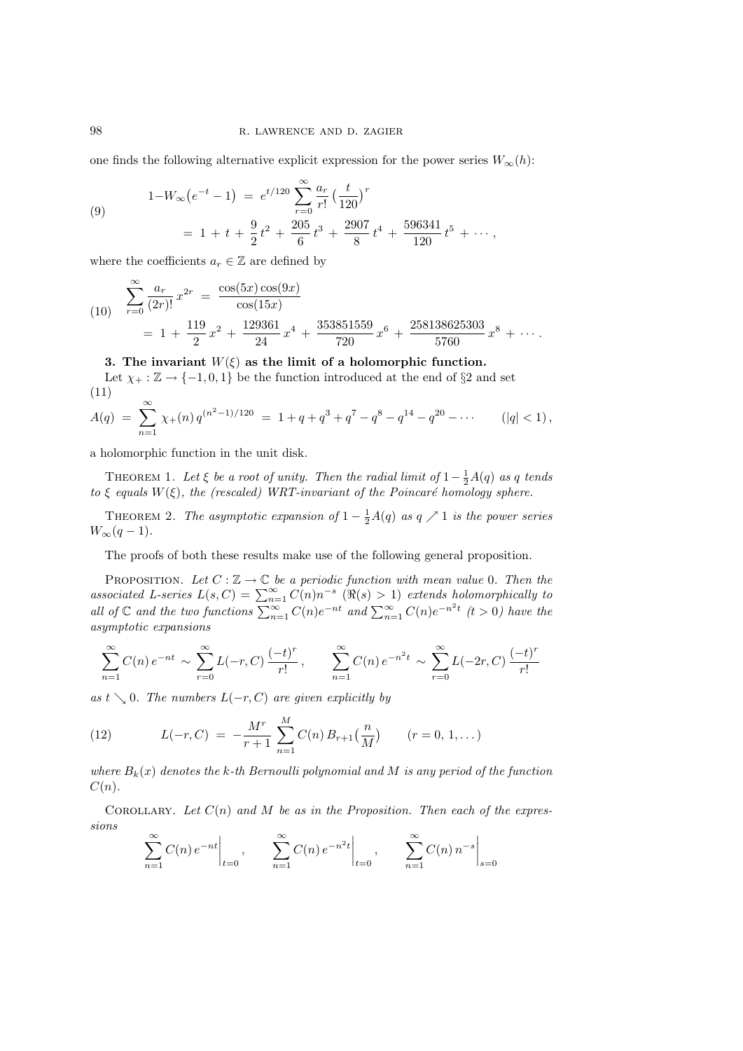one finds the following alternative explicit expression for the power series $W_\infty(h)$:

$$
\begin{aligned}
1-W_\infty\bigl(e^{-t}-1\bigr) \;&=\; e^{t/120}\sum_{r=0}^{\infty}\frac{a_r}{r!}\Bigl(\frac{t}{120}\Bigr)^r \\
&=\; 1 \,+\, t \,+\, \frac{9}{2}\,t^2 \,+\, \frac{205}{6}\,t^3 \,+\, \frac{2907}{8}\,t^4 \,+\, \frac{596341}{120}\,t^5 \,+\, \cdots,
\end{aligned}
\tag{9}
$$

where the coefficients $a_r \in \mathbb{Z}$ are defined by

$$
\begin{aligned}
\sum_{r=0}^{\infty}\frac{a_r}{(2r)!}\,x^{2r} \;&=\; \frac{\cos(5x)\cos(9x)}{\cos(15x)} \\
&=\; 1 \,+\, \frac{119}{2}\,x^2 \,+\, \frac{129361}{24}\,x^4 \,+\, \frac{353851559}{720}\,x^6 \,+\, \frac{258138625303}{5760}\,x^8 \,+\, \cdots .
\end{aligned}
\tag{10}
$$

**3. The invariant $W(\xi)$ as the limit of a holomorphic function.**

Let $\chi_+ : \mathbb{Z} \to \{-1, 0, 1\}$ be the function introduced at the end of §2 and set

$$
A(q) \;=\; \sum_{n=1}^{\infty}\chi_+(n)\,q^{(n^2-1)/120} \;=\; 1+q+q^3+q^7-q^8-q^{14}-q^{20}-\cdots \qquad (|q|<1)\,,
\tag{11}
$$

a holomorphic function in the unit disk.

Theorem 1. *Let $\xi$ be a root of unity. Then the radial limit of $1-\frac{1}{2}A(q)$ as $q$ tends to $\xi$ equals $W(\xi)$, the (rescaled) WRT-invariant of the Poincaré homology sphere.*

Theorem 2. *The asymptotic expansion of $1-\frac{1}{2}A(q)$ as $q \nearrow 1$ is the power series $W_\infty(q-1)$.*

The proofs of both these results make use of the following general proposition.

Proposition. *Let $C : \mathbb{Z} \to \mathbb{C}$ be a periodic function with mean value 0. Then the associated L-series $L(s,C) = \sum_{n=1}^{\infty} C(n)n^{-s}$ ($\Re(s) > 1$) extends holomorphically to all of $\mathbb{C}$ and the two functions $\sum_{n=1}^{\infty} C(n)e^{-nt}$ and $\sum_{n=1}^{\infty} C(n)e^{-n^2t}$ ($t > 0$) have the asymptotic expansions*

$$
\sum_{n=1}^{\infty} C(n)\,e^{-nt} \,\sim\, \sum_{r=0}^{\infty} L(-r,C)\,\frac{(-t)^r}{r!}\,, \qquad \sum_{n=1}^{\infty} C(n)\,e^{-n^2t} \,\sim\, \sum_{r=0}^{\infty} L(-2r,C)\,\frac{(-t)^r}{r!}
$$

*as $t \searrow 0$. The numbers $L(-r,C)$ are given explicitly by*

$$
L(-r,C) \;=\; -\frac{M^r}{r+1}\sum_{n=1}^{M} C(n)\,B_{r+1}\bigl(\frac{n}{M}\bigr) \qquad (r=0,1,\dots)
\tag{12}
$$

*where $B_k(x)$ denotes the $k$-th Bernoulli polynomial and $M$ is any period of the function $C(n)$.*

Corollary. *Let $C(n)$ and $M$ be as in the Proposition. Then each of the expressions*

$$
\sum_{n=1}^{\infty} C(n)\,e^{-nt}\Big|_{t=0}\,, \qquad \sum_{n=1}^{\infty} C(n)\,e^{-n^2t}\Big|_{t=0}\,, \qquad \sum_{n=1}^{\infty} C(n)\,n^{-s}\Big|_{s=0}
$$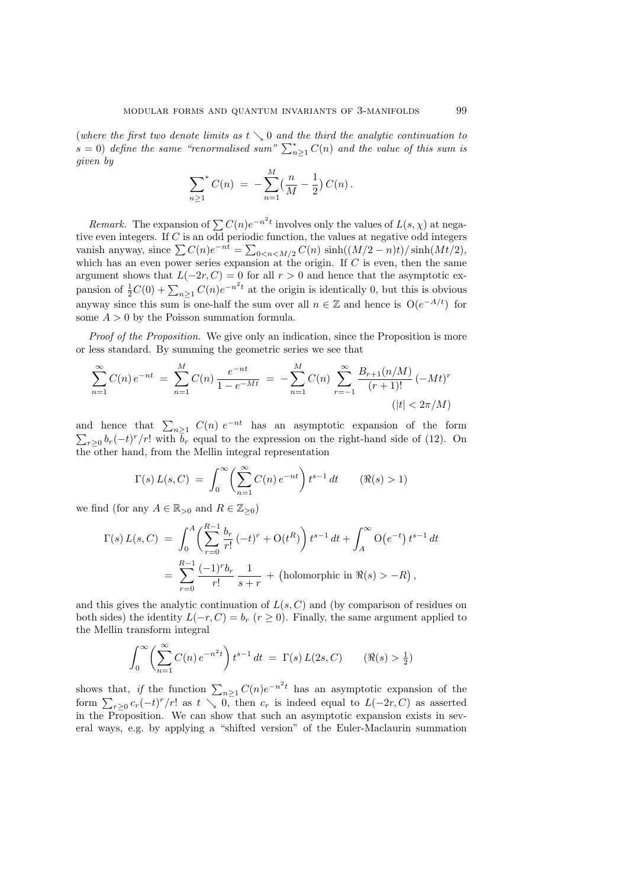(*where the first two denote limits as $t \searrow 0$ and the third the analytic continuation to $s = 0$) define the same "renormalised sum" $\sum_{n\geq 1}^{*} C(n)$ and the value of this sum is given by*

$$\sum_{n\geq 1}^{*} C(n) \;=\; -\sum_{n=1}^{M} \Big(\frac{n}{M} - \frac{1}{2}\Big)\, C(n)\,.$$

*Remark.* The expansion of $\sum C(n)e^{-n^2 t}$ involves only the values of $L(s,\chi)$ at negative even integers. If $C$ is an odd periodic function, the values at negative odd integers vanish anyway, since $\sum C(n)e^{-nt} = \sum_{0<n<M/2} C(n)\,\sinh((M/2-n)t)/\sinh(Mt/2)$, which has an even power series expansion at the origin. If $C$ is even, then the same argument shows that $L(-2r, C) = 0$ for all $r > 0$ and hence that the asymptotic expansion of $\frac{1}{2}C(0) + \sum_{n\geq 1} C(n)e^{-n^2 t}$ at the origin is identically 0, but this is obvious anyway since this sum is one-half the sum over all $n \in \mathbb{Z}$ and hence is $\mathrm{O}(e^{-A/t})$ for some $A > 0$ by the Poisson summation formula.

*Proof of the Proposition.* We give only an indication, since the Proposition is more or less standard. By summing the geometric series we see that

$$\sum_{n=1}^{\infty} C(n)\, e^{-nt} \;=\; \sum_{n=1}^{M} C(n)\, \frac{e^{-nt}}{1-e^{-Mt}} \;=\; -\sum_{n=1}^{M} C(n) \sum_{r=-1}^{\infty} \frac{B_{r+1}(n/M)}{(r+1)!}\,(-Mt)^r \qquad (|t| < 2\pi/M)$$

and hence that $\sum_{n\geq 1} C(n)\, e^{-nt}$ has an asymptotic expansion of the form $\sum_{r\geq 0} b_r(-t)^r/r!$ with $b_r$ equal to the expression on the right-hand side of (12). On the other hand, from the Mellin integral representation

$$\Gamma(s)\, L(s,C) \;=\; \int_0^{\infty} \bigg(\sum_{n=1}^{\infty} C(n)\, e^{-nt}\bigg)\, t^{s-1}\, dt \qquad (\Re(s) > 1)$$

we find (for any $A \in \mathbb{R}_{>0}$ and $R \in \mathbb{Z}_{\geq 0}$)

$$\begin{aligned}
\Gamma(s)\, L(s,C) \;&=\; \int_0^{A} \bigg(\sum_{r=0}^{R-1} \frac{b_r}{r!}\,(-t)^r + \mathrm{O}(t^R)\bigg)\, t^{s-1}\, dt + \int_A^{\infty} \mathrm{O}\big(e^{-t}\big)\, t^{s-1}\, dt \\
&=\; \sum_{r=0}^{R-1} \frac{(-1)^r b_r}{r!}\, \frac{1}{s+r} \;+\; \big(\text{holomorphic in } \Re(s) > -R\big)\,,
\end{aligned}$$

and this gives the analytic continuation of $L(s,C)$ and (by comparison of residues on both sides) the identity $L(-r, C) = b_r$ ($r \geq 0$). Finally, the same argument applied to the Mellin transform integral

$$\int_0^{\infty} \bigg(\sum_{n=1}^{\infty} C(n)\, e^{-n^2 t}\bigg)\, t^{s-1}\, dt \;=\; \Gamma(s)\, L(2s, C) \qquad (\Re(s) > \tfrac{1}{2})$$

shows that, *if* the function $\sum_{n\geq 1} C(n)e^{-n^2 t}$ has an asymptotic expansion of the form $\sum_{r\geq 0} c_r(-t)^r/r!$ as $t \searrow 0$, then $c_r$ is indeed equal to $L(-2r, C)$ as asserted in the Proposition. We can show that such an asymptotic expansion exists in several ways, e.g. by applying a "shifted version" of the Euler-Maclaurin summation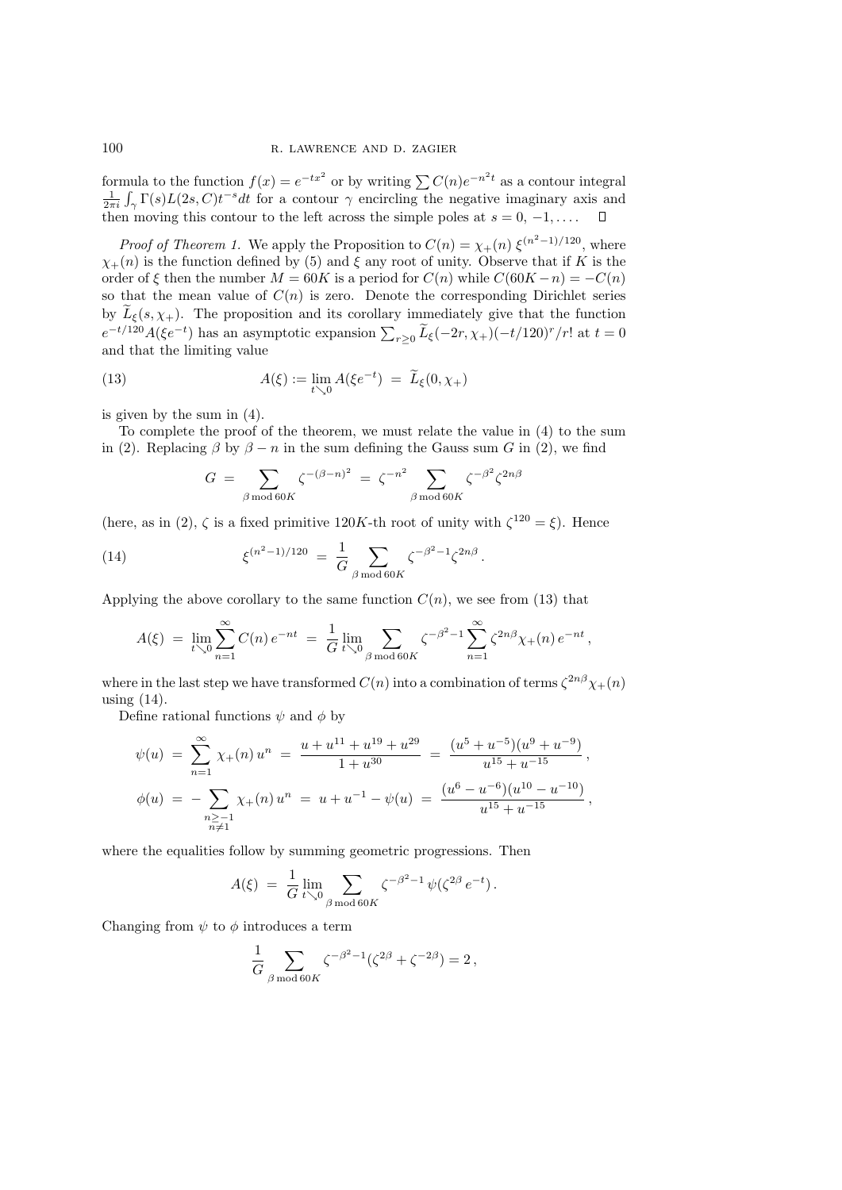formula to the function $f(x) = e^{-tx^2}$ or by writing $\sum C(n)e^{-n^2 t}$ as a contour integral $\frac{1}{2\pi i}\int_\gamma \Gamma(s)L(2s,C)t^{-s}dt$ for a contour $\gamma$ encircling the negative imaginary axis and then moving this contour to the left across the simple poles at $s = 0, -1, \ldots$. □

*Proof of Theorem 1.* We apply the Proposition to $C(n) = \chi_+(n)\,\xi^{(n^2-1)/120}$, where $\chi_+(n)$ is the function defined by (5) and $\xi$ any root of unity. Observe that if $K$ is the order of $\xi$ then the number $M = 60K$ is a period for $C(n)$ while $C(60K - n) = -C(n)$ so that the mean value of $C(n)$ is zero. Denote the corresponding Dirichlet series by $\widetilde{L}_\xi(s,\chi_+)$. The proposition and its corollary immediately give that the function $e^{-t/120}A(\xi e^{-t})$ has an asymptotic expansion $\sum_{r\geq 0}\widetilde{L}_\xi(-2r,\chi_+)(-t/120)^r/r!$ at $t = 0$ and that the limiting value

$$A(\xi) := \lim_{t\searrow 0} A(\xi e^{-t}) \;=\; \widetilde{L}_\xi(0,\chi_+) \tag{13}$$

is given by the sum in (4).

To complete the proof of the theorem, we must relate the value in (4) to the sum in (2). Replacing $\beta$ by $\beta - n$ in the sum defining the Gauss sum $G$ in (2), we find

$$G \;=\; \sum_{\beta \bmod 60K} \zeta^{-(\beta-n)^2} \;=\; \zeta^{-n^2}\sum_{\beta \bmod 60K}\zeta^{-\beta^2}\zeta^{2n\beta}$$

(here, as in (2), $\zeta$ is a fixed primitive $120K$-th root of unity with $\zeta^{120} = \xi$). Hence

$$\xi^{(n^2-1)/120} \;=\; \frac{1}{G}\sum_{\beta \bmod 60K}\zeta^{-\beta^2-1}\zeta^{2n\beta}. \tag{14}$$

Applying the above corollary to the same function $C(n)$, we see from (13) that

$$A(\xi) \;=\; \lim_{t\searrow 0}\sum_{n=1}^{\infty} C(n)\,e^{-nt} \;=\; \frac{1}{G}\lim_{t\searrow 0}\sum_{\beta \bmod 60K}\zeta^{-\beta^2-1}\sum_{n=1}^{\infty}\zeta^{2n\beta}\chi_+(n)\,e^{-nt},$$

where in the last step we have transformed $C(n)$ into a combination of terms $\zeta^{2n\beta}\chi_+(n)$ using (14).

Define rational functions $\psi$ and $\phi$ by

$$\psi(u) \;=\; \sum_{n=1}^{\infty}\chi_+(n)\,u^n \;=\; \frac{u + u^{11} + u^{19} + u^{29}}{1 + u^{30}} \;=\; \frac{(u^5 + u^{-5})(u^9 + u^{-9})}{u^{15} + u^{-15}},$$

$$\phi(u) \;=\; -\sum_{\substack{n\geq -1\\ n\neq 1}}\chi_+(n)\,u^n \;=\; u + u^{-1} - \psi(u) \;=\; \frac{(u^6 - u^{-6})(u^{10} - u^{-10})}{u^{15} + u^{-15}},$$

where the equalities follow by summing geometric progressions. Then

$$A(\xi) \;=\; \frac{1}{G}\lim_{t\searrow 0}\sum_{\beta \bmod 60K}\zeta^{-\beta^2-1}\,\psi(\zeta^{2\beta}\,e^{-t}).$$

Changing from $\psi$ to $\phi$ introduces a term

$$\frac{1}{G}\sum_{\beta \bmod 60K}\zeta^{-\beta^2-1}(\zeta^{2\beta} + \zeta^{-2\beta}) = 2,$$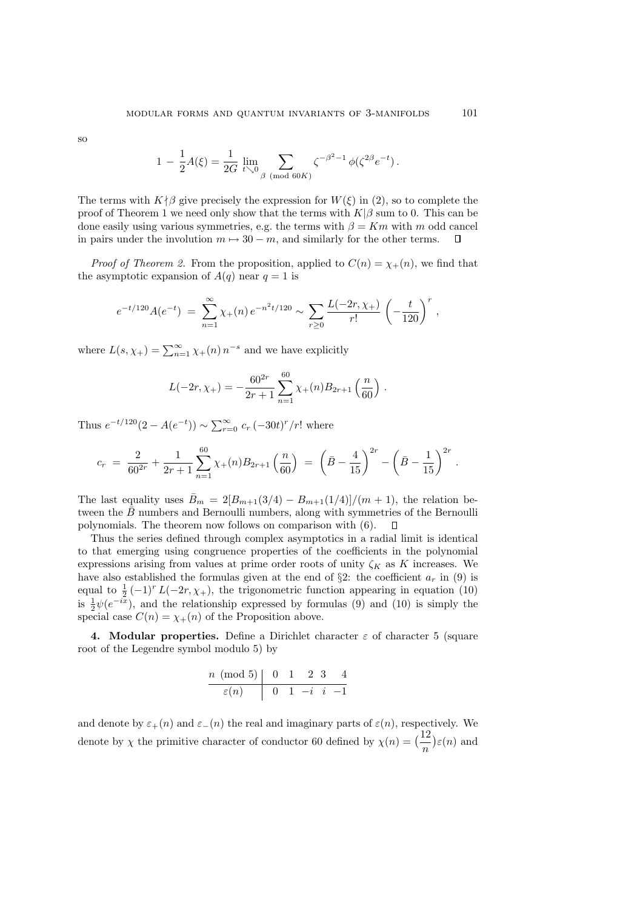so

$$1 - \frac{1}{2}A(\xi) = \frac{1}{2G}\lim_{t\searrow 0}\sum_{\beta \pmod{60K}} \zeta^{-\beta^2-1}\,\phi(\zeta^{2\beta}e^{-t})\,.$$

The terms with $K\nmid\beta$ give precisely the expression for $W(\xi)$ in (2), so to complete the proof of Theorem 1 we need only show that the terms with $K|\beta$ sum to 0. This can be done easily using various symmetries, e.g. the terms with $\beta = Km$ with $m$ odd cancel in pairs under the involution $m \mapsto 30-m$, and similarly for the other terms. $\square$

*Proof of Theorem 2.* From the proposition, applied to $C(n) = \chi_+(n)$, we find that the asymptotic expansion of $A(q)$ near $q=1$ is

$$e^{-t/120}A(e^{-t}) \;=\; \sum_{n=1}^{\infty}\chi_+(n)\,e^{-n^2t/120} \sim \sum_{r\ge 0}\frac{L(-2r,\chi_+)}{r!}\left(-\frac{t}{120}\right)^r,$$

where $L(s,\chi_+) = \sum_{n=1}^{\infty}\chi_+(n)\,n^{-s}$ and we have explicitly

$$L(-2r,\chi_+) = -\frac{60^{2r}}{2r+1}\sum_{n=1}^{60}\chi_+(n)B_{2r+1}\left(\frac{n}{60}\right).$$

Thus $e^{-t/120}(2-A(e^{-t})) \sim \sum_{r=0}^{\infty} c_r\,(-30t)^r/r!$ where

$$c_r \;=\; \frac{2}{60^{2r}} + \frac{1}{2r+1}\sum_{n=1}^{60}\chi_+(n)B_{2r+1}\left(\frac{n}{60}\right) \;=\; \left(\bar{B}-\frac{4}{15}\right)^{2r} - \left(\bar{B}-\frac{1}{15}\right)^{2r}.$$

The last equality uses $\bar{B}_m = 2[B_{m+1}(3/4) - B_{m+1}(1/4)]/(m+1)$, the relation between the $\bar{B}$ numbers and Bernoulli numbers, along with symmetries of the Bernoulli polynomials. The theorem now follows on comparison with (6). $\square$

Thus the series defined through complex asymptotics in a radial limit is identical to that emerging using congruence properties of the coefficients in the polynomial expressions arising from values at prime order roots of unity $\zeta_K$ as $K$ increases. We have also established the formulas given at the end of §2: the coefficient $a_r$ in (9) is equal to $\frac{1}{2}(-1)^r L(-2r,\chi_+)$, the trigonometric function appearing in equation (10) is $\frac{1}{2}\psi(e^{-ix})$, and the relationship expressed by formulas (9) and (10) is simply the special case $C(n) = \chi_+(n)$ of the Proposition above.

**4. Modular properties.** Define a Dirichlet character $\varepsilon$ of character 5 (square root of the Legendre symbol modulo 5) by

| $n \pmod 5$ | 0 | 1 | 2 | 3 | 4 |
|---|---|---|---|---|---|
| $\varepsilon(n)$ | 0 | 1 | $-i$ | $i$ | $-1$ |

and denote by $\varepsilon_+(n)$ and $\varepsilon_-(n)$ the real and imaginary parts of $\varepsilon(n)$, respectively. We denote by $\chi$ the primitive character of conductor 60 defined by $\chi(n) = \big(\frac{12}{n}\big)\varepsilon(n)$ and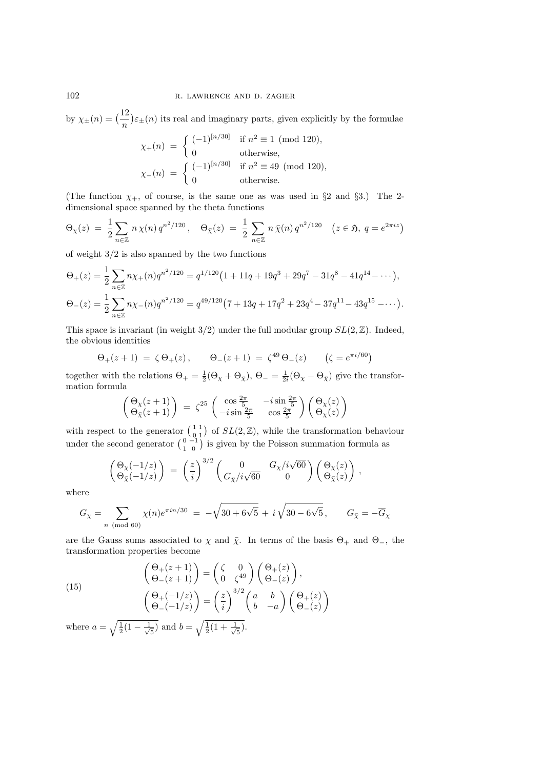by $\chi_\pm(n) = \big(\frac{12}{n}\big)\varepsilon_\pm(n)$ its real and imaginary parts, given explicitly by the formulae

$$\chi_+(n) \;=\; \begin{cases} (-1)^{[n/30]} & \text{if } n^2 \equiv 1 \pmod{120}, \\ 0 & \text{otherwise,} \end{cases}$$

$$\chi_-(n) \;=\; \begin{cases} (-1)^{[n/30]} & \text{if } n^2 \equiv 49 \pmod{120}, \\ 0 & \text{otherwise.} \end{cases}$$

(The function $\chi_+$, of course, is the same one as was used in §2 and §3.) The 2-dimensional space spanned by the theta functions

$$\Theta_\chi(z) \;=\; \frac{1}{2}\sum_{n\in\mathbb{Z}} n\,\chi(n)\,q^{n^2/120}\,, \quad \Theta_{\bar\chi}(z) \;=\; \frac{1}{2}\sum_{n\in\mathbb{Z}} n\,\bar\chi(n)\,q^{n^2/120} \quad \big(z\in\mathfrak{H},\ q=e^{2\pi i z}\big)$$

of weight $3/2$ is also spanned by the two functions

$$\Theta_+(z) = \frac{1}{2}\sum_{n\in\mathbb{Z}} n\chi_+(n)q^{n^2/120} = q^{1/120}\big(1+11q+19q^3+29q^7-31q^8-41q^{14}-\cdots\big),$$

$$\Theta_-(z) = \frac{1}{2}\sum_{n\in\mathbb{Z}} n\chi_-(n)q^{n^2/120} = q^{49/120}\big(7+13q+17q^2+23q^4-37q^{11}-43q^{15}-\cdots\big).$$

This space is invariant (in weight $3/2$) under the full modular group $SL(2,\mathbb{Z})$. Indeed, the obvious identities

$$\Theta_+(z+1) \;=\; \zeta\,\Theta_+(z)\,, \qquad \Theta_-(z+1) \;=\; \zeta^{49}\,\Theta_-(z) \qquad \big(\zeta = e^{\pi i/60}\big)$$

together with the relations $\Theta_+ = \frac{1}{2}(\Theta_\chi + \Theta_{\bar\chi})$, $\Theta_- = \frac{1}{2i}(\Theta_\chi - \Theta_{\bar\chi})$ give the transformation formula

$$\begin{pmatrix} \Theta_\chi(z+1) \\ \Theta_{\bar\chi}(z+1) \end{pmatrix} \;=\; \zeta^{25} \begin{pmatrix} \cos\frac{2\pi}{5} & -i\sin\frac{2\pi}{5} \\ -i\sin\frac{2\pi}{5} & \cos\frac{2\pi}{5} \end{pmatrix} \begin{pmatrix} \Theta_\chi(z) \\ \Theta_\chi(z) \end{pmatrix}$$

with respect to the generator $\left(\begin{smallmatrix} 1 & 1 \\ 0 & 1 \end{smallmatrix}\right)$ of $SL(2,\mathbb{Z})$, while the transformation behaviour under the second generator $\left(\begin{smallmatrix} 0 & -1 \\ 1 & 0 \end{smallmatrix}\right)$ is given by the Poisson summation formula as

$$\begin{pmatrix} \Theta_\chi(-1/z) \\ \Theta_{\bar\chi}(-1/z) \end{pmatrix} \;=\; \left(\frac{z}{i}\right)^{3/2} \begin{pmatrix} 0 & G_\chi/i\sqrt{60} \\ G_{\bar\chi}/i\sqrt{60} & 0 \end{pmatrix} \begin{pmatrix} \Theta_\chi(z) \\ \Theta_{\bar\chi}(z) \end{pmatrix}\,,$$

where

$$G_\chi = \sum_{n \pmod{60}} \chi(n)e^{\pi i n/30} \;=\; -\sqrt{30+6\sqrt{5}} \,+\, i\,\sqrt{30-6\sqrt{5}}\,, \qquad G_{\bar\chi} = -\overline{G}_\chi$$

are the Gauss sums associated to $\chi$ and $\bar\chi$. In terms of the basis $\Theta_+$ and $\Theta_-$, the transformation properties become

$$(15) \qquad \begin{aligned} \begin{pmatrix} \Theta_+(z+1) \\ \Theta_-(z+1) \end{pmatrix} &= \begin{pmatrix} \zeta & 0 \\ 0 & \zeta^{49} \end{pmatrix} \begin{pmatrix} \Theta_+(z) \\ \Theta_-(z) \end{pmatrix}, \\ \begin{pmatrix} \Theta_+(-1/z) \\ \Theta_-(-1/z) \end{pmatrix} &= \left(\frac{z}{i}\right)^{3/2} \begin{pmatrix} a & b \\ b & -a \end{pmatrix} \begin{pmatrix} \Theta_+(z) \\ \Theta_-(z) \end{pmatrix} \end{aligned}$$

where $a = \sqrt{\frac{1}{2}(1-\frac{1}{\sqrt{5}})}$ and $b = \sqrt{\frac{1}{2}(1+\frac{1}{\sqrt{5}})}$.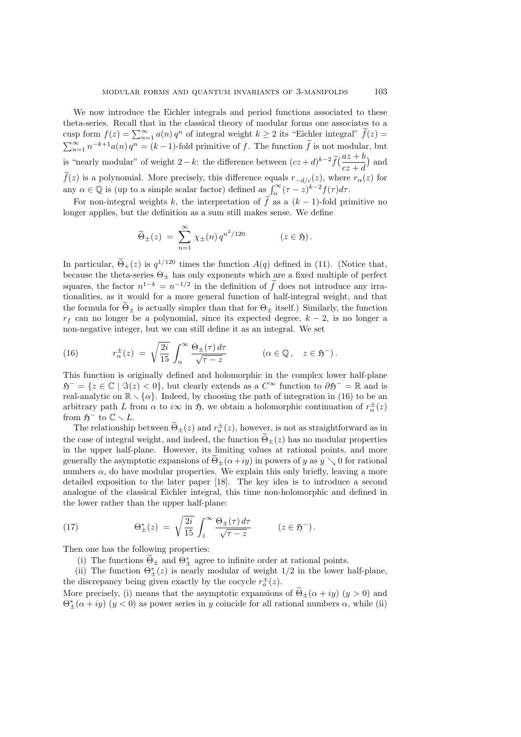We now introduce the Eichler integrals and period functions associated to these theta-series. Recall that in the classical theory of modular forms one associates to a cusp form $f(z) = \sum_{n=1}^{\infty} a(n)\, q^n$ of integral weight $k \geq 2$ its "Eichler integral" $\widetilde{f}(z) = \sum_{n=1}^{\infty} n^{-k+1} a(n)\, q^n = (k-1)$-fold primitive of $f$. The function $\widetilde{f}$ is not modular, but is "nearly modular" of weight $2-k$: the difference between $(cz+d)^{k-2}\widetilde{f}\big(\dfrac{az+b}{cz+d}\big)$ and $\widetilde{f}(z)$ is a polynomial. More precisely, this difference equals $r_{-d/c}(z)$, where $r_\alpha(z)$ for any $\alpha \in \mathbb{Q}$ is (up to a simple scalar factor) defined as $\int_\alpha^\infty (\tau - z)^{k-2} f(\tau) d\tau$.

For non-integral weights $k$, the interpretation of $\widetilde{f}$ as a $(k-1)$-fold primitive no longer applies, but the definition as a sum still makes sense. We define

$$\widetilde{\Theta}_\pm(z) \;=\; \sum_{n=1}^{\infty} \chi_\pm(n)\, q^{n^2/120} \qquad\qquad (z \in \mathfrak{H})\,.$$

In particular, $\widetilde{\Theta}_+(z)$ is $q^{1/120}$ times the function $A(q)$ defined in (11). (Notice that, because the theta-series $\Theta_\pm$ has only exponents which are a fixed multiple of perfect squares, the factor $n^{1-k} = n^{-1/2}$ in the definition of $\widetilde{f}$ does not introduce any irrationalities, as it would for a more general function of half-integral weight, and that the formula for $\widetilde{\Theta}_\pm$ is actually simpler than that for $\Theta_\pm$ itself.) Similarly, the function $r_f$ can no longer be a polynomial, since its expected degree, $k-2$, is no longer a non-negative integer, but we can still define it as an integral. We set

$$r_\alpha^\pm(z) \;=\; \sqrt{\frac{2i}{15}}\int_\alpha^\infty \frac{\Theta_\pm(\tau)\, d\tau}{\sqrt{\tau - z}} \qquad\qquad (\alpha \in \mathbb{Q}\,, \quad z \in \mathfrak{H}^-)\,. \tag{16}$$

This function is originally defined and holomorphic in the complex lower half-plane $\mathfrak{H}^- = \{z \in \mathbb{C} \mid \Im(z) < 0\}$, but clearly extends as a $C^\infty$ function to $\partial\mathfrak{H}^- = \mathbb{R}$ and is real-analytic on $\mathbb{R} \smallsetminus \{\alpha\}$. Indeed, by choosing the path of integration in (16) to be an arbitrary path $L$ from $\alpha$ to $i\infty$ in $\mathfrak{H}$, we obtain a holomorphic continuation of $r_\alpha^\pm(z)$ from $\mathfrak{H}^-$ to $\mathbb{C} \smallsetminus L$.

The relationship between $\widetilde{\Theta}_\pm(z)$ and $r_a^\pm(z)$, however, is not as straightforward as in the case of integral weight, and indeed, the function $\widetilde{\Theta}_\pm(z)$ has no modular properties in the upper half-plane. However, its limiting values at rational points, and more generally the asymptotic expansions of $\widetilde{\Theta}_\pm(\alpha+iy)$ in powers of $y$ as $y \searrow 0$ for rational numbers $\alpha$, do have modular properties. We explain this only briefly, leaving a more detailed exposition to the later paper [18]. The key idea is to introduce a second analogue of the classical Eichler integral, this time non-holomorphic and defined in the lower rather than the upper half-plane:

$$\Theta_\pm^*(z) \;=\; \sqrt{\frac{2i}{15}}\int_{\bar{z}}^\infty \frac{\Theta_\pm(\tau)\, d\tau}{\sqrt{\tau - z}} \qquad\qquad (z \in \mathfrak{H}^-)\,. \tag{17}$$

Then one has the following properties:

(i) The functions $\widetilde{\Theta}_\pm$ and $\Theta_\pm^*$ agree to infinite order at rational points.

(ii) The function $\Theta_\pm^*(z)$ is nearly modular of weight $1/2$ in the lower half-plane, the discrepancy being given exactly by the cocycle $r_a^\pm(z)$.

More precisely, (i) means that the asymptotic expansions of $\widetilde{\Theta}_\pm(\alpha+iy)$ $(y>0)$ and $\Theta_\pm^*(\alpha+iy)$ $(y<0)$ as power series in $y$ coincide for all rational numbers $\alpha$, while (ii)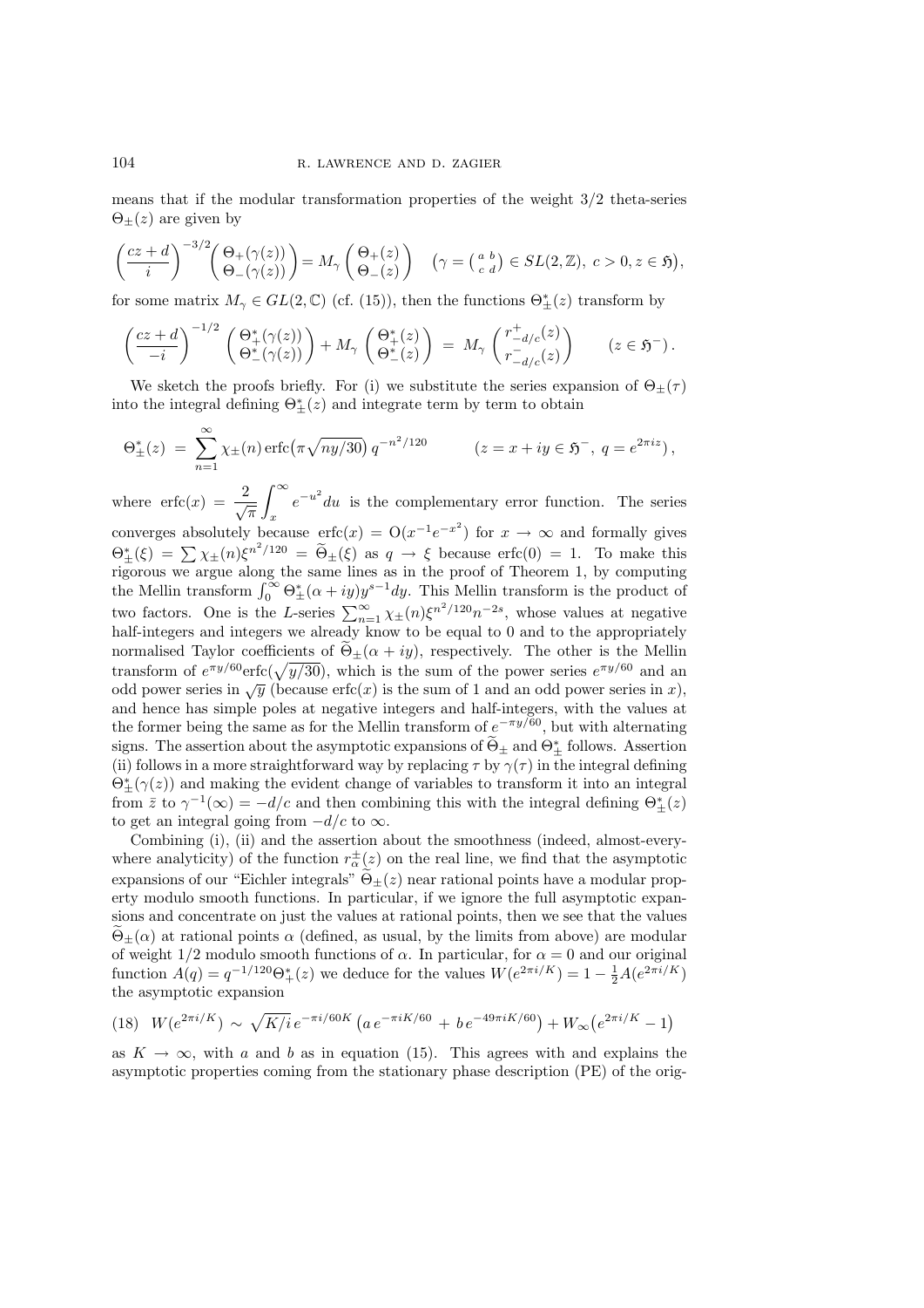means that if the modular transformation properties of the weight 3/2 theta-series $\Theta_\pm(z)$ are given by

$$\left(\frac{cz+d}{i}\right)^{-3/2}\begin{pmatrix}\Theta_+(\gamma(z))\\ \Theta_-(\gamma(z))\end{pmatrix} = M_\gamma \begin{pmatrix}\Theta_+(z)\\ \Theta_-(z)\end{pmatrix} \quad \left(\gamma = \left(\begin{smallmatrix} a & b\\ c & d\end{smallmatrix}\right) \in SL(2,\mathbb{Z}),\ c>0, z\in\mathfrak{H}\right),$$

for some matrix $M_\gamma \in GL(2,\mathbb{C})$ (cf. (15)), then the functions $\Theta^*_\pm(z)$ transform by

$$\left(\frac{cz+d}{-i}\right)^{-1/2}\begin{pmatrix}\Theta^*_+(\gamma(z))\\ \Theta^*_-(\gamma(z))\end{pmatrix} + M_\gamma \begin{pmatrix}\Theta^*_+(z)\\ \Theta^*_-(z)\end{pmatrix} \;=\; M_\gamma \begin{pmatrix} r^+_{-d/c}(z)\\ r^-_{-d/c}(z)\end{pmatrix} \qquad (z\in\mathfrak{H}^-)\,.$$

We sketch the proofs briefly. For (i) we substitute the series expansion of $\Theta_\pm(\tau)$ into the integral defining $\Theta^*_\pm(z)$ and integrate term by term to obtain

$$\Theta^*_\pm(z) \;=\; \sum_{n=1}^\infty \chi_\pm(n)\,\mathrm{erfc}\big(\pi\sqrt{ny/30}\big)\, q^{-n^2/120} \qquad (z=x+iy\in\mathfrak{H}^-,\ q=e^{2\pi i z})\,,$$

where $\mathrm{erfc}(x) = \dfrac{2}{\sqrt{\pi}}\displaystyle\int_x^\infty e^{-u^2}du$ is the complementary error function. The series converges absolutely because $\mathrm{erfc}(x) = \mathrm{O}(x^{-1}e^{-x^2})$ for $x\to\infty$ and formally gives $\Theta^*_\pm(\xi) = \sum \chi_\pm(n)\xi^{n^2/120} = \widetilde{\Theta}_\pm(\xi)$ as $q\to\xi$ because $\mathrm{erfc}(0)=1$. To make this rigorous we argue along the same lines as in the proof of Theorem 1, by computing the Mellin transform $\int_0^\infty \Theta^*_\pm(\alpha+iy)y^{s-1}dy$. This Mellin transform is the product of two factors. One is the $L$-series $\sum_{n=1}^\infty \chi_\pm(n)\xi^{n^2/120}n^{-2s}$, whose values at negative half-integers and integers we already know to be equal to 0 and to the appropriately normalised Taylor coefficients of $\widetilde{\Theta}_\pm(\alpha+iy)$, respectively. The other is the Mellin transform of $e^{\pi y/60}\mathrm{erfc}(\sqrt{y/30})$, which is the sum of the power series $e^{\pi y/60}$ and an odd power series in $\sqrt{y}$ (because $\mathrm{erfc}(x)$ is the sum of 1 and an odd power series in $x$), and hence has simple poles at negative integers and half-integers, with the values at the former being the same as for the Mellin transform of $e^{-\pi y/60}$, but with alternating signs. The assertion about the asymptotic expansions of $\widetilde{\Theta}_\pm$ and $\Theta^*_\pm$ follows. Assertion (ii) follows in a more straightforward way by replacing $\tau$ by $\gamma(\tau)$ in the integral defining $\Theta^*_\pm(\gamma(z))$ and making the evident change of variables to transform it into an integral from $\bar z$ to $\gamma^{-1}(\infty) = -d/c$ and then combining this with the integral defining $\Theta^*_\pm(z)$ to get an integral going from $-d/c$ to $\infty$.

Combining (i), (ii) and the assertion about the smoothness (indeed, almost-everywhere analyticity) of the function $r^\pm_\alpha(z)$ on the real line, we find that the asymptotic expansions of our "Eichler integrals" $\widetilde{\Theta}_\pm(z)$ near rational points have a modular property modulo smooth functions. In particular, if we ignore the full asymptotic expansions and concentrate on just the values at rational points, then we see that the values $\widetilde{\Theta}_\pm(\alpha)$ at rational points $\alpha$ (defined, as usual, by the limits from above) are modular of weight 1/2 modulo smooth functions of $\alpha$. In particular, for $\alpha=0$ and our original function $A(q) = q^{-1/120}\Theta^*_+(z)$ we deduce for the values $W(e^{2\pi i/K}) = 1-\frac{1}{2}A(e^{2\pi i/K})$ the asymptotic expansion

$$W(e^{2\pi i/K}) \sim \sqrt{K/i}\, e^{-\pi i/60K}\left(a\, e^{-\pi i K/60} + b\, e^{-49\pi i K/60}\right) + W_\infty\big(e^{2\pi i/K}-1\big) \tag{18}$$

as $K\to\infty$, with $a$ and $b$ as in equation (15). This agrees with and explains the asymptotic properties coming from the stationary phase description (PE) of the orig-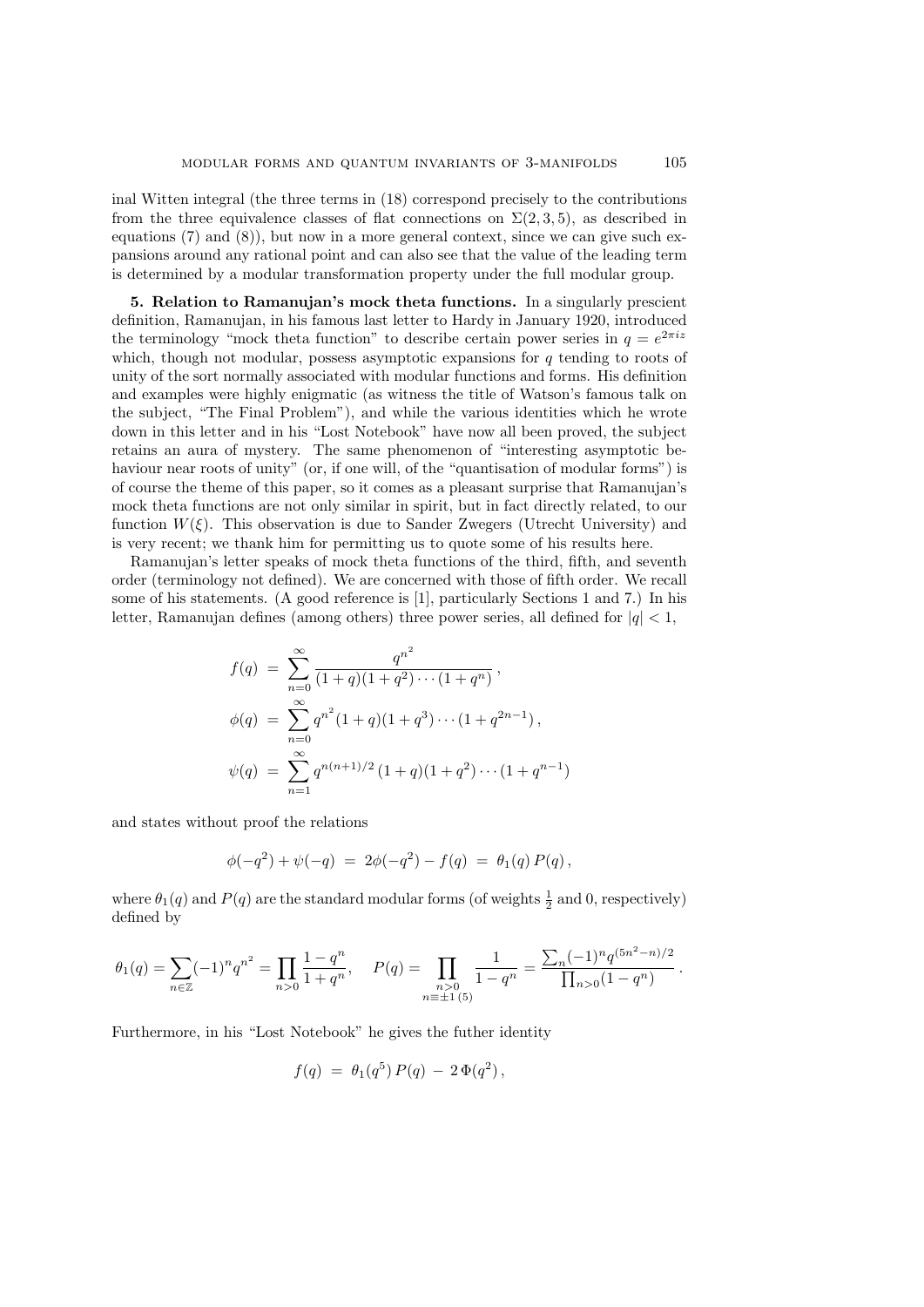inal Witten integral (the three terms in (18) correspond precisely to the contributions from the three equivalence classes of flat connections on $\Sigma(2,3,5)$, as described in equations (7) and (8)), but now in a more general context, since we can give such expansions around any rational point and can also see that the value of the leading term is determined by a modular transformation property under the full modular group.

**5. Relation to Ramanujan's mock theta functions.** In a singularly prescient definition, Ramanujan, in his famous last letter to Hardy in January 1920, introduced the terminology "mock theta function" to describe certain power series in $q = e^{2\pi i z}$ which, though not modular, possess asymptotic expansions for $q$ tending to roots of unity of the sort normally associated with modular functions and forms. His definition and examples were highly enigmatic (as witness the title of Watson's famous talk on the subject, "The Final Problem"), and while the various identities which he wrote down in this letter and in his "Lost Notebook" have now all been proved, the subject retains an aura of mystery. The same phenomenon of "interesting asymptotic behaviour near roots of unity" (or, if one will, of the "quantisation of modular forms") is of course the theme of this paper, so it comes as a pleasant surprise that Ramanujan's mock theta functions are not only similar in spirit, but in fact directly related, to our function $W(\xi)$. This observation is due to Sander Zwegers (Utrecht University) and is very recent; we thank him for permitting us to quote some of his results here.

Ramanujan's letter speaks of mock theta functions of the third, fifth, and seventh order (terminology not defined). We are concerned with those of fifth order. We recall some of his statements. (A good reference is [1], particularly Sections 1 and 7.) In his letter, Ramanujan defines (among others) three power series, all defined for $|q| < 1$,

$$
\begin{aligned}
f(q) &= \sum_{n=0}^{\infty} \frac{q^{n^2}}{(1+q)(1+q^2)\cdots(1+q^n)}\,, \\
\phi(q) &= \sum_{n=0}^{\infty} q^{n^2}(1+q)(1+q^3)\cdots(1+q^{2n-1})\,, \\
\psi(q) &= \sum_{n=1}^{\infty} q^{n(n+1)/2}\,(1+q)(1+q^2)\cdots(1+q^{n-1})
\end{aligned}
$$

and states without proof the relations

$$
\phi(-q^2) + \psi(-q) \;=\; 2\phi(-q^2) - f(q) \;=\; \theta_1(q)\,P(q)\,,
$$

where $\theta_1(q)$ and $P(q)$ are the standard modular forms (of weights $\frac{1}{2}$ and 0, respectively) defined by

$$
\theta_1(q) = \sum_{n\in\mathbb{Z}} (-1)^n q^{n^2} = \prod_{n>0} \frac{1-q^n}{1+q^n}, \quad P(q) = \prod_{\substack{n>0 \\ n\equiv\pm1\,(5)}} \frac{1}{1-q^n} = \frac{\sum_n (-1)^n q^{(5n^2-n)/2}}{\prod_{n>0}(1-q^n)}\,.
$$

Furthermore, in his "Lost Notebook" he gives the futher identity

$$
f(q) \;=\; \theta_1(q^5)\,P(q) \;-\; 2\,\Phi(q^2)\,,
$$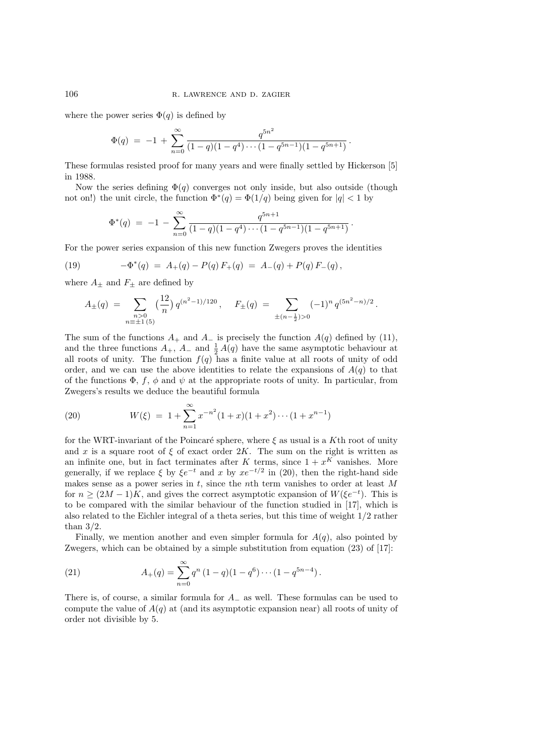where the power series $\Phi(q)$ is defined by

$$\Phi(q) \;=\; -1 \,+\, \sum_{n=0}^{\infty} \frac{q^{5n^2}}{(1-q)(1-q^4)\cdots(1-q^{5n-1})(1-q^{5n+1})}\,.$$

These formulas resisted proof for many years and were finally settled by Hickerson [5] in 1988.

Now the series defining $\Phi(q)$ converges not only inside, but also outside (though not on!) the unit circle, the function $\Phi^*(q) = \Phi(1/q)$ being given for $|q| < 1$ by

$$\Phi^*(q) \;=\; -1 \,-\, \sum_{n=0}^{\infty} \frac{q^{5n+1}}{(1-q)(1-q^4)\cdots(1-q^{5n-1})(1-q^{5n+1})}\,.$$

For the power series expansion of this new function Zwegers proves the identities

$$-\Phi^*(q) \;=\; A_+(q) - P(q)\,F_+(q) \;=\; A_-(q) + P(q)\,F_-(q)\,, \tag{19}$$

where $A_\pm$ and $F_\pm$ are defined by

$$A_\pm(q) \;=\; \sum_{\substack{n>0\\ n\equiv\pm1\,(5)}} \Big(\frac{12}{n}\Big)\, q^{(n^2-1)/120}\,, \qquad F_\pm(q) \;=\; \sum_{\pm(n-\frac12)>0} (-1)^n\, q^{(5n^2-n)/2}\,.$$

The sum of the functions $A_+$ and $A_-$ is precisely the function $A(q)$ defined by (11), and the three functions $A_+$, $A_-$ and $\frac12 A(q)$ have the same asymptotic behaviour at all roots of unity. The function $f(q)$ has a finite value at all roots of unity of odd order, and we can use the above identities to relate the expansions of $A(q)$ to that of the functions $\Phi$, $f$, $\phi$ and $\psi$ at the appropriate roots of unity. In particular, from Zwegers's results we deduce the beautiful formula

$$W(\xi) \;=\; 1 + \sum_{n=1}^{\infty} x^{-n^2}(1+x)(1+x^2)\cdots(1+x^{n-1}) \tag{20}$$

for the WRT-invariant of the Poincaré sphere, where $\xi$ as usual is a $K$th root of unity and $x$ is a square root of $\xi$ of exact order $2K$. The sum on the right is written as an infinite one, but in fact terminates after $K$ terms, since $1+x^K$ vanishes. More generally, if we replace $\xi$ by $\xi e^{-t}$ and $x$ by $xe^{-t/2}$ in (20), then the right-hand side makes sense as a power series in $t$, since the $n$th term vanishes to order at least $M$ for $n \ge (2M-1)K$, and gives the correct asymptotic expansion of $W(\xi e^{-t})$. This is to be compared with the similar behaviour of the function studied in [17], which is also related to the Eichler integral of a theta series, but this time of weight $1/2$ rather than $3/2$.

Finally, we mention another and even simpler formula for $A(q)$, also pointed by Zwegers, which can be obtained by a simple substitution from equation (23) of [17]:

$$A_+(q) = \sum_{n=0}^{\infty} q^n\,(1-q)(1-q^6)\cdots(1-q^{5n-4})\,. \tag{21}$$

There is, of course, a similar formula for $A_-$ as well. These formulas can be used to compute the value of $A(q)$ at (and its asymptotic expansion near) all roots of unity of order not divisible by 5.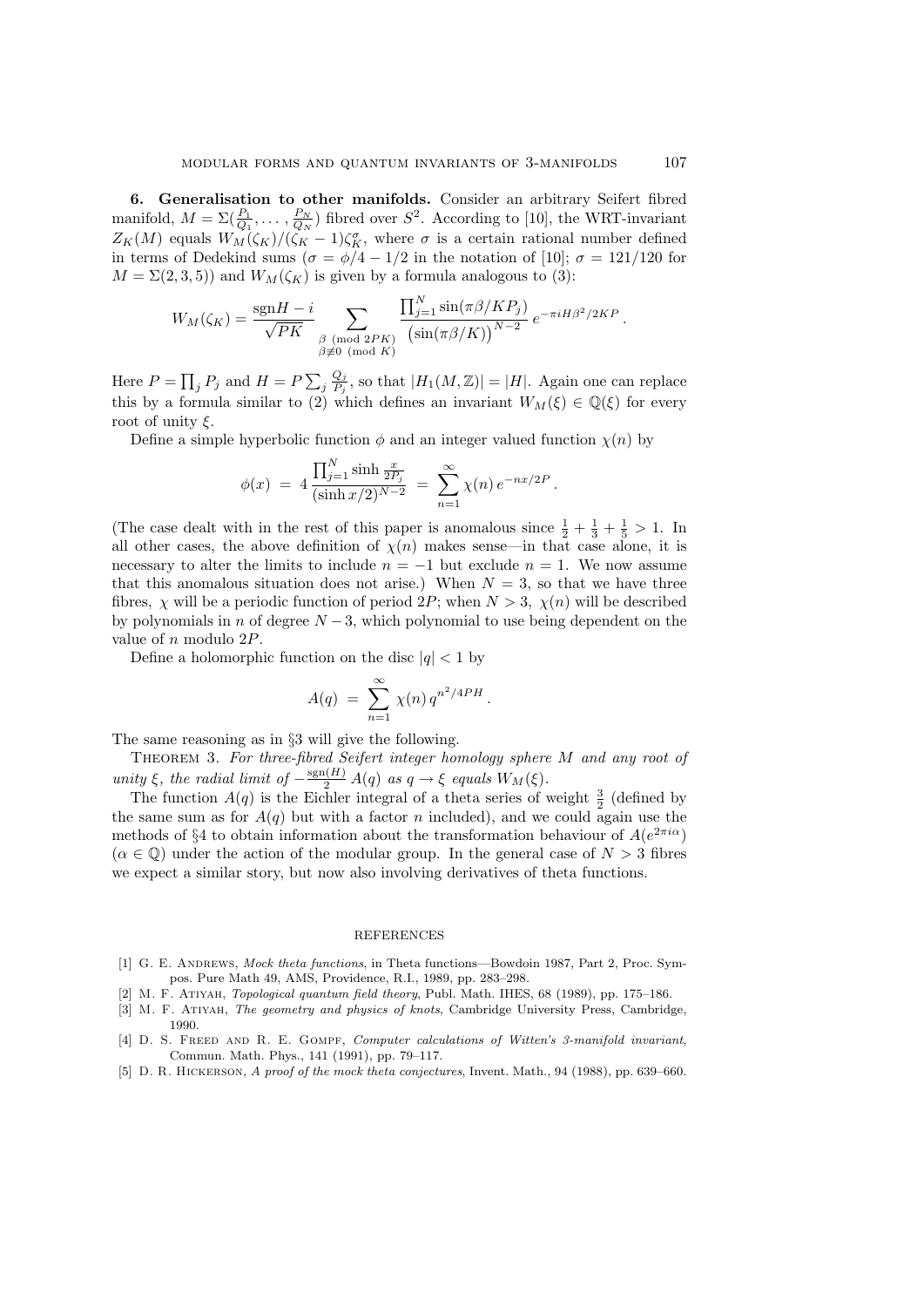**6. Generalisation to other manifolds.** Consider an arbitrary Seifert fibred manifold, $M = \Sigma(\frac{P_1}{Q_1}, \ldots, \frac{P_N}{Q_N})$ fibred over $S^2$. According to [10], the WRT-invariant $Z_K(M)$ equals $W_M(\zeta_K)/(\zeta_K - 1)\zeta_K^\sigma$, where $\sigma$ is a certain rational number defined in terms of Dedekind sums ($\sigma = \phi/4 - 1/2$ in the notation of [10]; $\sigma = 121/120$ for $M = \Sigma(2,3,5)$) and $W_M(\zeta_K)$ is given by a formula analogous to (3):

$$W_M(\zeta_K) = \frac{\mathrm{sgn} H - i}{\sqrt{PK}} \sum_{\substack{\beta \pmod{2PK} \\ \beta \not\equiv 0 \pmod{K}}} \frac{\prod_{j=1}^N \sin(\pi\beta/KP_j)}{\big(\sin(\pi\beta/K)\big)^{N-2}} \, e^{-\pi i H \beta^2/2KP} .$$

Here $P = \prod_j P_j$ and $H = P \sum_j \frac{Q_j}{P_j}$, so that $|H_1(M, \mathbb{Z})| = |H|$. Again one can replace this by a formula similar to (2) which defines an invariant $W_M(\xi) \in \mathbb{Q}(\xi)$ for every root of unity $\xi$.

Define a simple hyperbolic function $\phi$ and an integer valued function $\chi(n)$ by

$$\phi(x) \;=\; 4\, \frac{\prod_{j=1}^N \sinh \frac{x}{2P_j}}{(\sinh x/2)^{N-2}} \;=\; \sum_{n=1}^\infty \chi(n)\, e^{-nx/2P} .$$

(The case dealt with in the rest of this paper is anomalous since $\frac{1}{2} + \frac{1}{3} + \frac{1}{5} > 1$. In all other cases, the above definition of $\chi(n)$ makes sense—in that case alone, it is necessary to alter the limits to include $n = -1$ but exclude $n = 1$. We now assume that this anomalous situation does not arise.) When $N = 3$, so that we have three fibres, $\chi$ will be a periodic function of period $2P$; when $N > 3$, $\chi(n)$ will be described by polynomials in $n$ of degree $N - 3$, which polynomial to use being dependent on the value of $n$ modulo $2P$.

Define a holomorphic function on the disc $|q| < 1$ by

$$A(q) \;=\; \sum_{n=1}^\infty \chi(n)\, q^{n^2/4PH} .$$

The same reasoning as in §3 will give the following.

Theorem 3. *For three-fibred Seifert integer homology sphere $M$ and any root of unity $\xi$, the radial limit of $-\frac{\mathrm{sgn}(H)}{2} A(q)$ as $q \to \xi$ equals $W_M(\xi)$.*

The function $A(q)$ is the Eichler integral of a theta series of weight $\frac{3}{2}$ (defined by the same sum as for $A(q)$ but with a factor $n$ included), and we could again use the methods of §4 to obtain information about the transformation behaviour of $A(e^{2\pi i\alpha})$ ($\alpha \in \mathbb{Q}$) under the action of the modular group. In the general case of $N > 3$ fibres we expect a similar story, but now also involving derivatives of theta functions.

## References

[1] G. E. Andrews, *Mock theta functions*, in Theta functions—Bowdoin 1987, Part 2, Proc. Sympos. Pure Math 49, AMS, Providence, R.I., 1989, pp. 283–298.

[2] M. F. Atiyah, *Topological quantum field theory*, Publ. Math. IHES, 68 (1989), pp. 175–186.

[3] M. F. Atiyah, *The geometry and physics of knots*, Cambridge University Press, Cambridge, 1990.

[4] D. S. Freed and R. E. Gompf, *Computer calculations of Witten's 3-manifold invariant*, Commun. Math. Phys., 141 (1991), pp. 79–117.

[5] D. R. Hickerson, *A proof of the mock theta conjectures*, Invent. Math., 94 (1988), pp. 639–660.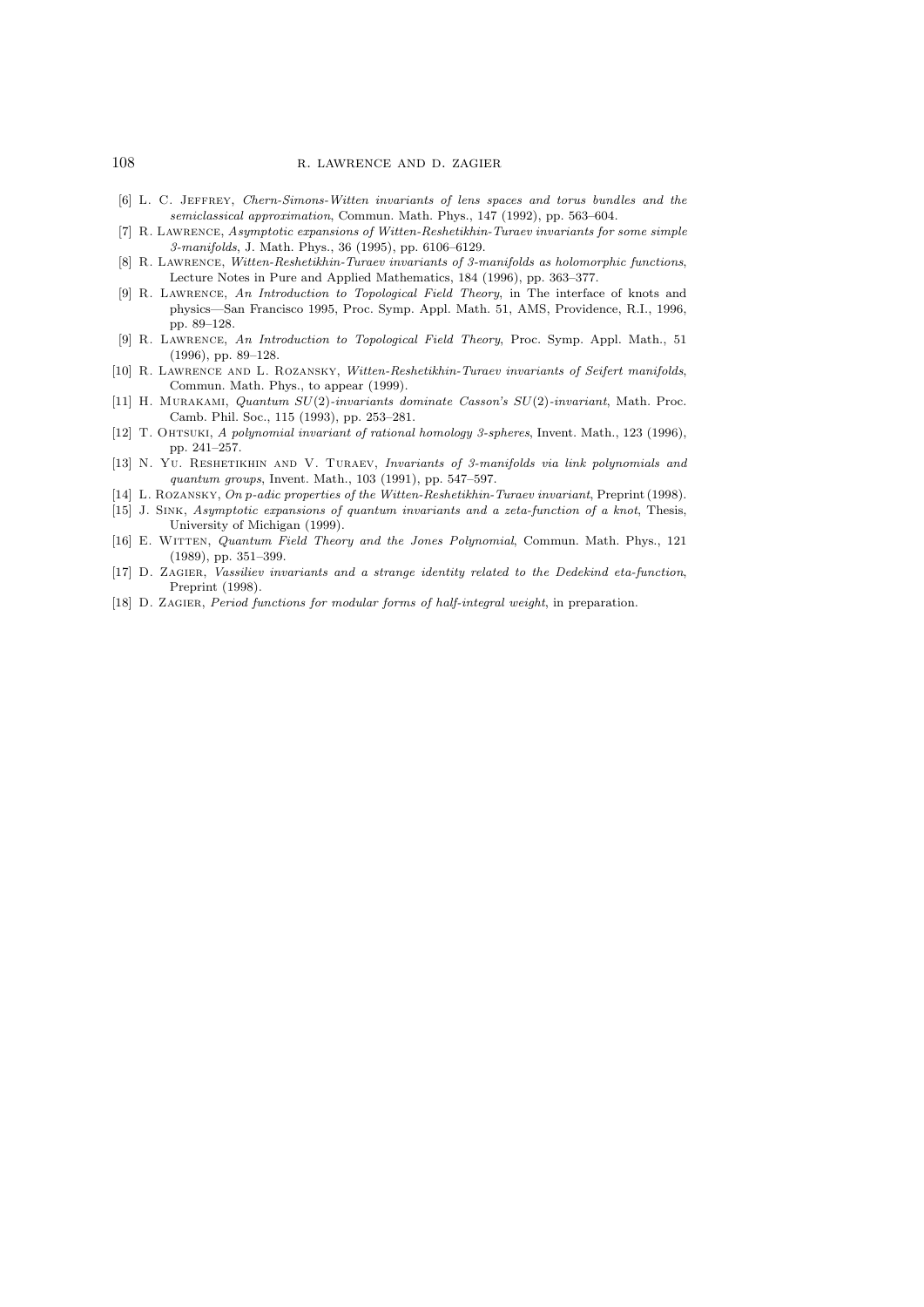[6] L. C. Jeffrey, *Chern-Simons-Witten invariants of lens spaces and torus bundles and the semiclassical approximation*, Commun. Math. Phys., 147 (1992), pp. 563–604.

[7] R. Lawrence, *Asymptotic expansions of Witten-Reshetikhin-Turaev invariants for some simple 3-manifolds*, J. Math. Phys., 36 (1995), pp. 6106–6129.

[8] R. Lawrence, *Witten-Reshetikhin-Turaev invariants of 3-manifolds as holomorphic functions*, Lecture Notes in Pure and Applied Mathematics, 184 (1996), pp. 363–377.

[9] R. Lawrence, *An Introduction to Topological Field Theory*, in The interface of knots and physics—San Francisco 1995, Proc. Symp. Appl. Math. 51, AMS, Providence, R.I., 1996, pp. 89–128.

[9] R. Lawrence, *An Introduction to Topological Field Theory*, Proc. Symp. Appl. Math., 51 (1996), pp. 89–128.

[10] R. Lawrence and L. Rozansky, *Witten-Reshetikhin-Turaev invariants of Seifert manifolds*, Commun. Math. Phys., to appear (1999).

[11] H. Murakami, *Quantum $SU(2)$-invariants dominate Casson's $SU(2)$-invariant*, Math. Proc. Camb. Phil. Soc., 115 (1993), pp. 253–281.

[12] T. Ohtsuki, *A polynomial invariant of rational homology 3-spheres*, Invent. Math., 123 (1996), pp. 241–257.

[13] N. Yu. Reshetikhin and V. Turaev, *Invariants of 3-manifolds via link polynomials and quantum groups*, Invent. Math., 103 (1991), pp. 547–597.

[14] L. Rozansky, *On $p$-adic properties of the Witten-Reshetikhin-Turaev invariant*, Preprint (1998).

[15] J. Sink, *Asymptotic expansions of quantum invariants and a zeta-function of a knot*, Thesis, University of Michigan (1999).

[16] E. Witten, *Quantum Field Theory and the Jones Polynomial*, Commun. Math. Phys., 121 (1989), pp. 351–399.

[17] D. Zagier, *Vassiliev invariants and a strange identity related to the Dedekind eta-function*, Preprint (1998).

[18] D. Zagier, *Period functions for modular forms of half-integral weight*, in preparation.